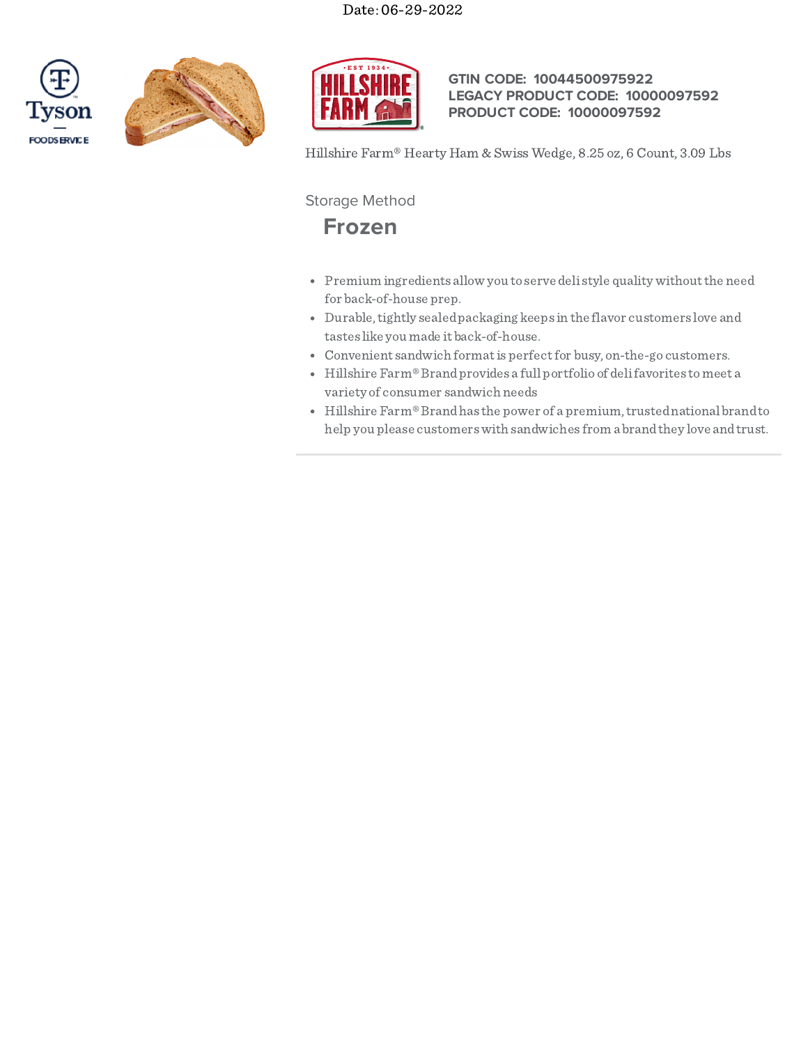Date: 06-29-2022

**GTIN CODE: 10044500975922**
**LEGACY PRODUCT CODE: 10000097592**
**PRODUCT CODE: 10000097592**

Hillshire Farm® Hearty Ham & Swiss Wedge, 8.25 oz, 6 Count, 3.09 Lbs

Storage Method

## Frozen

- Premium ingredients allow you to serve deli style quality without the need for back-of-house prep.
- Durable, tightly sealed packaging keeps in the flavor customers love and tastes like you made it back-of-house.
- Convenient sandwich format is perfect for busy, on-the-go customers.
- Hillshire Farm® Brand provides a full portfolio of deli favorites to meet a variety of consumer sandwich needs
- Hillshire Farm® Brand has the power of a premium, trusted national brand to help you please customers with sandwiches from a brand they love and trust.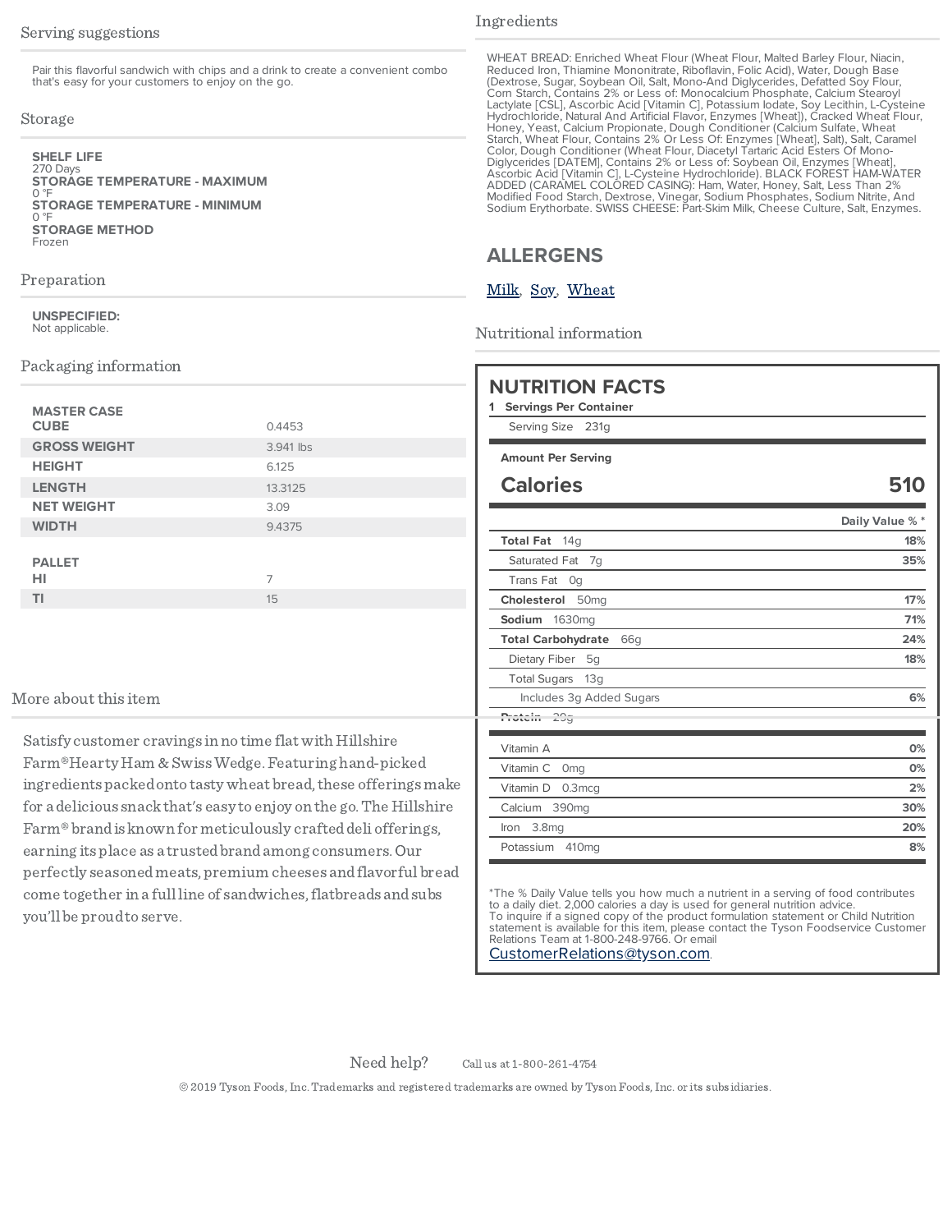## Serving suggestions

Pair this flavorful sandwich with chips and a drink to create a convenient combo that's easy for your customers to enjoy on the go.

## Storage

**SHELF LIFE**
270 Days
**STORAGE TEMPERATURE - MAXIMUM**
0 °F
**STORAGE TEMPERATURE - MINIMUM**
0 °F
**STORAGE METHOD**
Frozen

## Preparation

**UNSPECIFIED:**
Not applicable.

## Packaging information

| MASTER CASE | |
|---|---|
| CUBE | 0.4453 |
| GROSS WEIGHT | 3.941 lbs |
| HEIGHT | 6.125 |
| LENGTH | 13.3125 |
| NET WEIGHT | 3.09 |
| WIDTH | 9.4375 |

| PALLET | |
|---|---|
| HI | 7 |
| TI | 15 |

## More about this item

Satisfy customer cravings in no time flat with Hillshire Farm® Hearty Ham & Swiss Wedge. Featuring hand-picked ingredients packed onto tasty wheat bread, these offerings make for a delicious snack that's easy to enjoy on the go. The Hillshire Farm® brand is known for meticulously crafted deli offerings, earning its place as a trusted brand among consumers. Our perfectly seasoned meats, premium cheeses and flavorful bread come together in a full line of sandwiches, flatbreads and subs you'll be proud to serve.

## Ingredients

WHEAT BREAD: Enriched Wheat Flour (Wheat Flour, Malted Barley Flour, Niacin, Reduced Iron, Thiamine Mononitrate, Riboflavin, Folic Acid), Water, Dough Base (Dextrose, Sugar, Soybean Oil, Salt, Mono-And Diglycerides, Defatted Soy Flour, Corn Starch, Contains 2% or Less of: Monocalcium Phosphate, Calcium Stearoyl Lactylate [CSL], Ascorbic Acid [Vitamin C], Potassium Iodate, Soy Lecithin, L-Cysteine Hydrochloride, Natural And Artificial Flavor, Enzymes [Wheat]), Cracked Wheat Flour, Honey, Yeast, Calcium Propionate, Dough Conditioner (Calcium Sulfate, Wheat Starch, Wheat Flour, Contains 2% Or Less Of: Enzymes [Wheat], Salt), Salt, Caramel Color, Dough Conditioner (Wheat Flour, Diacetyl Tartaric Acid Esters Of Mono-Diglycerides [DATEM], Contains 2% or Less of: Soybean Oil, Enzymes [Wheat], Ascorbic Acid [Vitamin C], L-Cysteine Hydrochloride). BLACK FOREST HAM-WATER ADDED (CARAMEL COLORED CASING): Ham, Water, Honey, Salt, Less Than 2% Modified Food Starch, Dextrose, Vinegar, Sodium Phosphates, Sodium Nitrite, And Sodium Erythorbate. SWISS CHEESE: Part-Skim Milk, Cheese Culture, Salt, Enzymes.

## ALLERGENS

Milk, Soy, Wheat

## Nutritional information

### NUTRITION FACTS

1 Servings Per Container
Serving Size 231g

Amount Per Serving
**Calories 510**

| | Daily Value % * |
|---|---|
| **Total Fat** 14g | 18% |
| Saturated Fat 7g | 35% |
| Trans Fat 0g | |
| **Cholesterol** 50mg | 17% |
| **Sodium** 1630mg | 71% |
| **Total Carbohydrate** 66g | 24% |
| Dietary Fiber 5g | 18% |
| Total Sugars 13g | |
| Includes 3g Added Sugars | 6% |
| **Protein** 29g | |
| Vitamin A | 0% |
| Vitamin C 0mg | 0% |
| Vitamin D 0.3mcg | 2% |
| Calcium 390mg | 30% |
| Iron 3.8mg | 20% |
| Potassium 410mg | 8% |

*The % Daily Value tells you how much a nutrient in a serving of food contributes to a daily diet. 2,000 calories a day is used for general nutrition advice.
To inquire if a signed copy of the product formulation statement or Child Nutrition statement is available for this item, please contact the Tyson Foodservice Customer Relations Team at 1-800-248-9766. Or email CustomerRelations@tyson.com.

Need help? Call us at 1-800-261-4754

© 2019 Tyson Foods, Inc. Trademarks and registered trademarks are owned by Tyson Foods, Inc. or its subsidiaries.